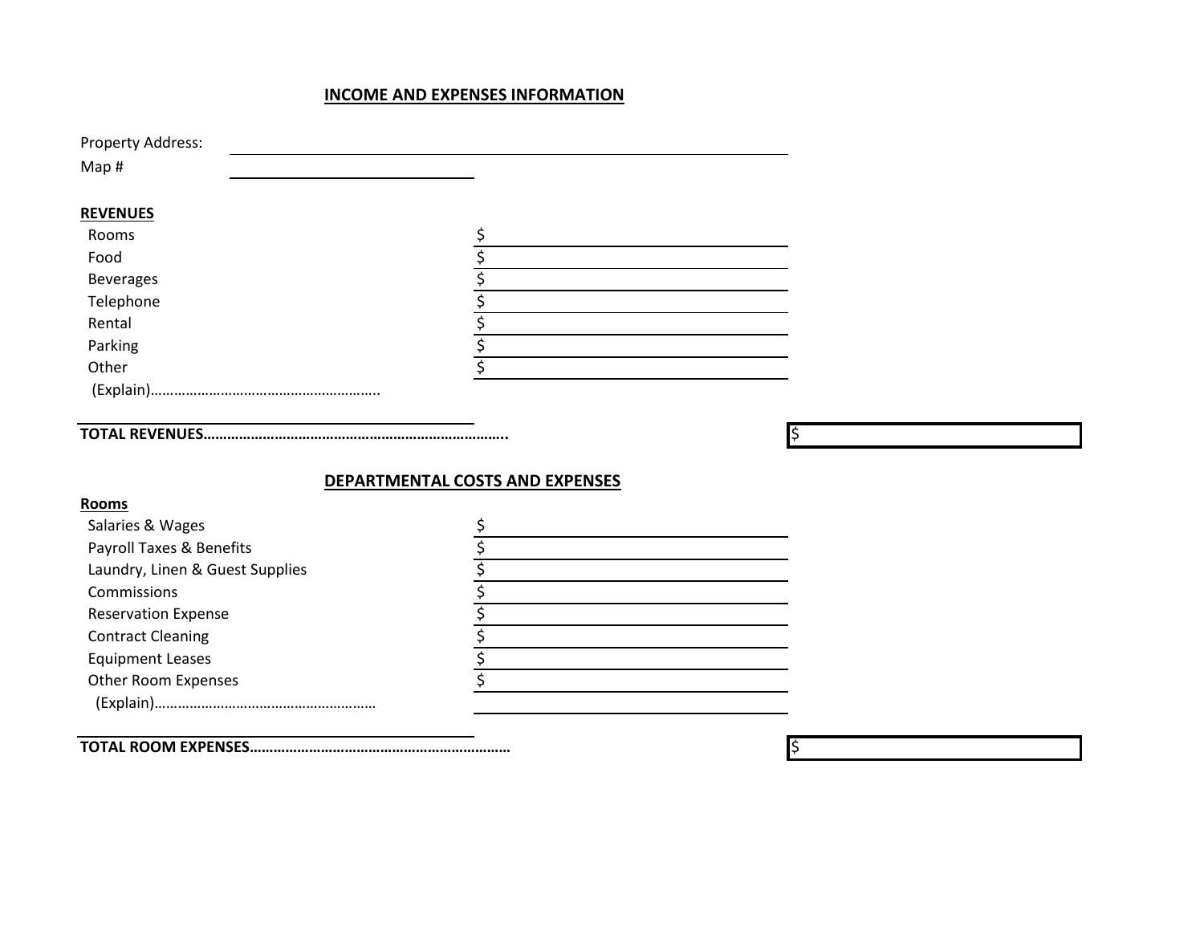## INCOME AND EXPENSES INFORMATION

Property Address: ______________________________

Map # ______________________________

**REVENUES**

| | |
|---|---|
| Rooms | $ |
| Food | $ |
| Beverages | $ |
| Telephone | $ |
| Rental | $ |
| Parking | $ |
| Other | $ |
| (Explain)………………………………………………….. | |

**TOTAL REVENUES…………………………………………………………………..** $

## DEPARTMENTAL COSTS AND EXPENSES

**Rooms**

| | |
|---|---|
| Salaries & Wages | $ |
| Payroll Taxes & Benefits | $ |
| Laundry, Linen & Guest Supplies | $ |
| Commissions | $ |
| Reservation Expense | $ |
| Contract Cleaning | $ |
| Equipment Leases | $ |
| Other Room Expenses | $ |
| (Explain)………………………………………………… | |

**TOTAL ROOM EXPENSES…………………………………………………………** $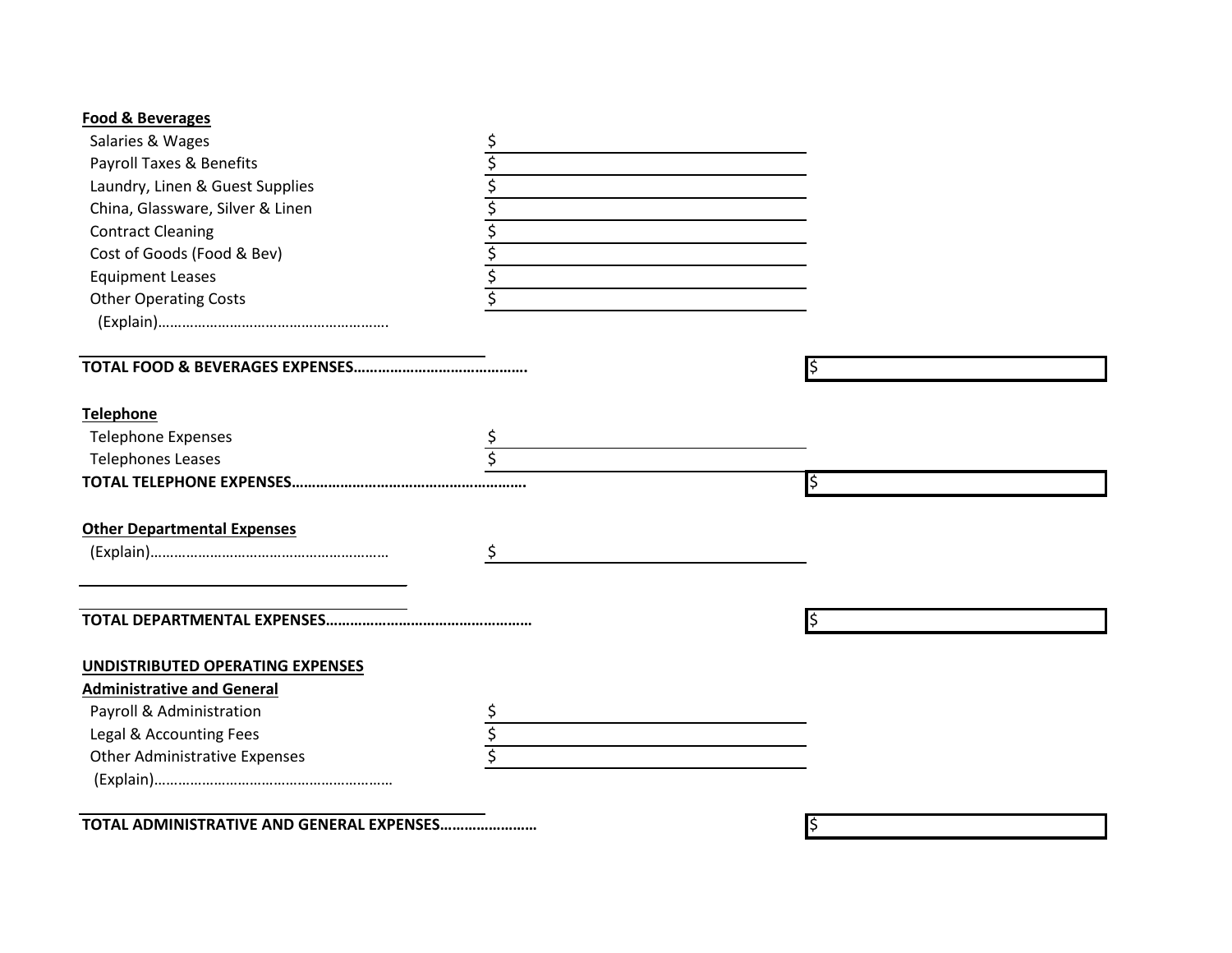**Food & Beverages**

| | | |
|---|---|---|
| Salaries & Wages | $ | |
| Payroll Taxes & Benefits | $ | |
| Laundry, Linen & Guest Supplies | $ | |
| China, Glassware, Silver & Linen | $ | |
| Contract Cleaning | $ | |
| Cost of Goods (Food & Bev) | $ | |
| Equipment Leases | $ | |
| Other Operating Costs | $ | |
| (Explain)………………………………………………… | | |
| **TOTAL FOOD & BEVERAGES EXPENSES……………………………………** | | $ |

**Telephone**

| | | |
|---|---|---|
| Telephone Expenses | $ | |
| Telephones Leases | $ | |
| **TOTAL TELEPHONE EXPENSES…………………………………………………** | | $ |

**Other Departmental Expenses**

| | | |
|---|---|---|
| (Explain)…………………………………………………… | $ | |
| **TOTAL DEPARTMENTAL EXPENSES……………………………………………** | | $ |

**UNDISTRIBUTED OPERATING EXPENSES**

**Administrative and General**

| | | |
|---|---|---|
| Payroll & Administration | $ | |
| Legal & Accounting Fees | $ | |
| Other Administrative Expenses | $ | |
| (Explain)…………………………………………………… | | |
| **TOTAL ADMINISTRATIVE AND GENERAL EXPENSES……………………** | | $ |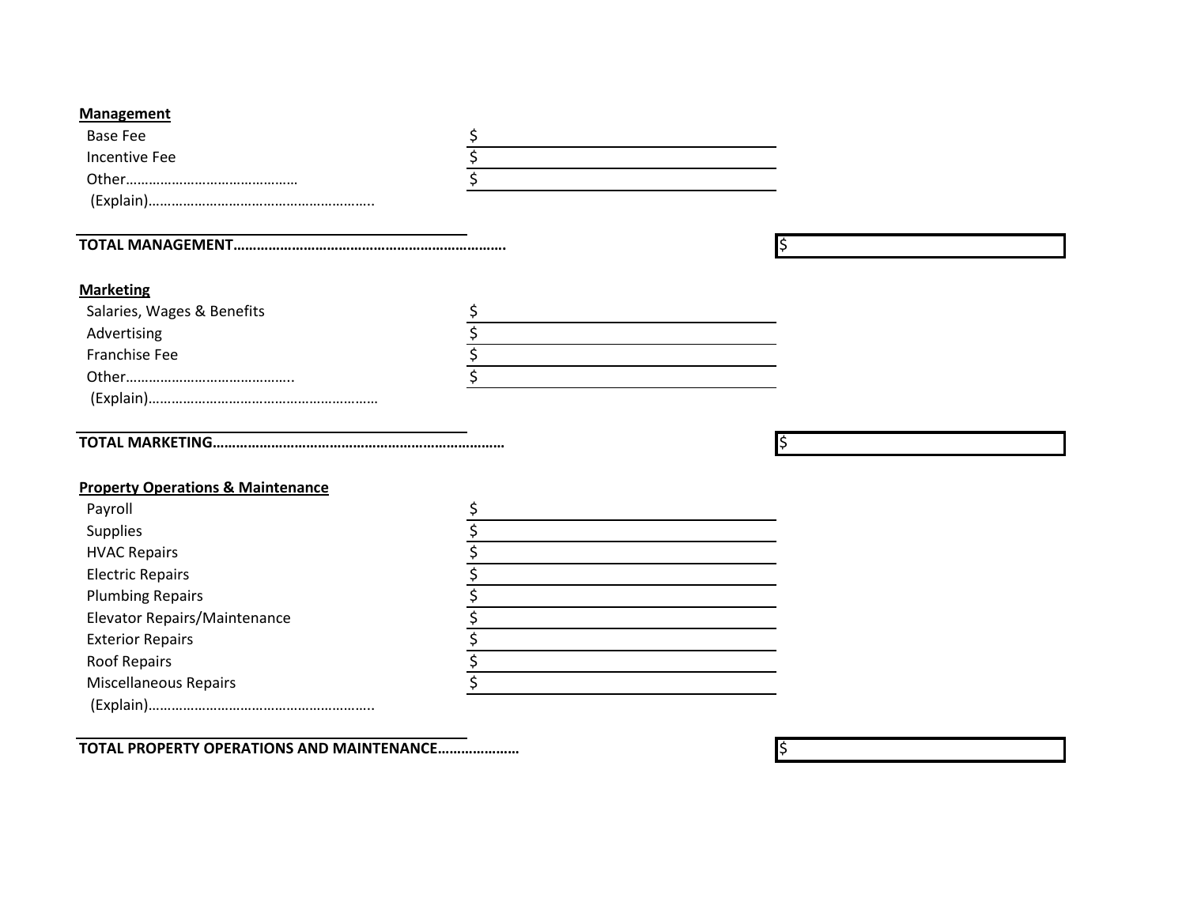**Management**

| | | |
|---|---|---|
| Base Fee | $ | |
| Incentive Fee | $ | |
| Other……………………………………… | $ | |
| (Explain)………………………………………………….. | | |
| **TOTAL MANAGEMENT…………………………………………………………….** | | $ |

**Marketing**

| | | |
|---|---|---|
| Salaries, Wages & Benefits | $ | |
| Advertising | $ | |
| Franchise Fee | $ | |
| Other…………………………………….. | $ | |
| (Explain)…………………………………………………… | | |
| **TOTAL MARKETING…………………………………………………………………** | | $ |

**Property Operations & Maintenance**

| | | |
|---|---|---|
| Payroll | $ | |
| Supplies | $ | |
| HVAC Repairs | $ | |
| Electric Repairs | $ | |
| Plumbing Repairs | $ | |
| Elevator Repairs/Maintenance | $ | |
| Exterior Repairs | $ | |
| Roof Repairs | $ | |
| Miscellaneous Repairs | $ | |
| (Explain)………………………………………………….. | | |
| **TOTAL PROPERTY OPERATIONS AND MAINTENANCE…………………** | | $ |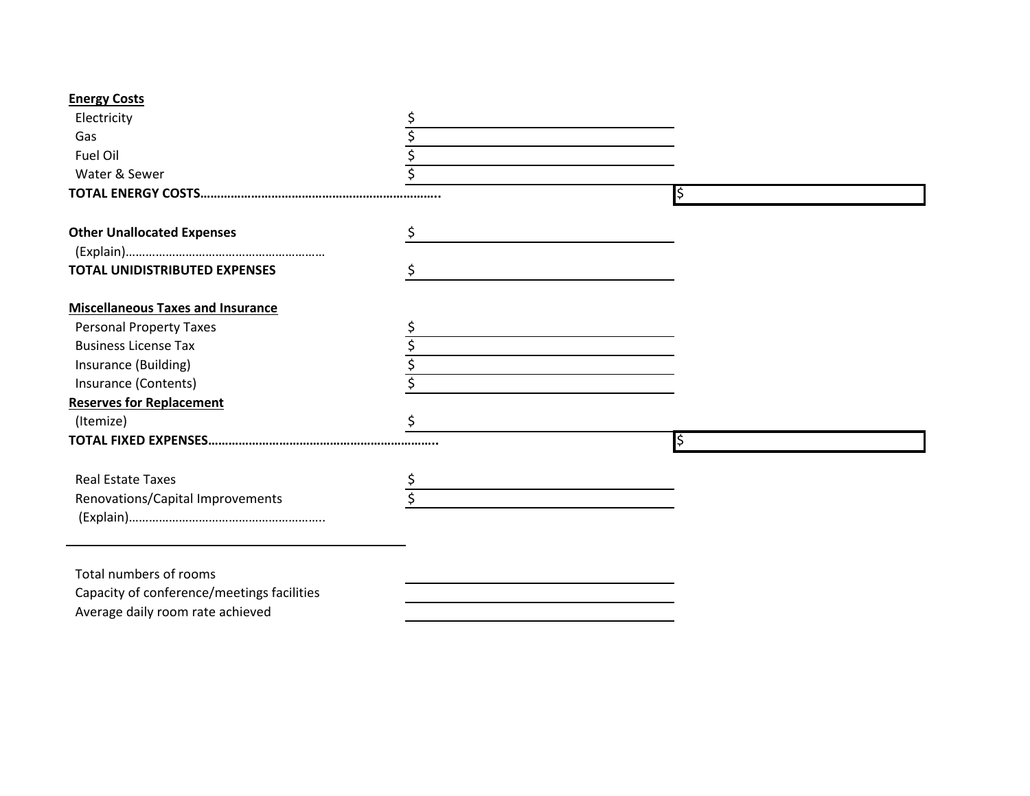| | | |
|---|---|---|
| **<u>Energy Costs</u>** | | |
| Electricity | $ | |
| Gas | $ | |
| Fuel Oil | $ | |
| Water & Sewer | $ | |
| **TOTAL ENERGY COSTS…………………………………………………………..** | | $ |
| | | |
| **Other Unallocated Expenses** | $ | |
| (Explain)………………………………………………… | | |
| **TOTAL UNIDISTRIBUTED EXPENSES** | $ | |
| | | |
| **<u>Miscellaneous Taxes and Insurance</u>** | | |
| Personal Property Taxes | $ | |
| Business License Tax | $ | |
| Insurance (Building) | $ | |
| Insurance (Contents) | $ | |
| **<u>Reserves for Replacement</u>** | | |
| (Itemize) | $ | |
| **TOTAL FIXED EXPENSES………………………………………………………..** | | $ |
| | | |
| Real Estate Taxes | $ | |
| Renovations/Capital Improvements | $ | |
| (Explain)……………………………………………….. | | |

_______________________________________________

| | |
|---|---|
| Total numbers of rooms | |
| Capacity of conference/meetings facilities | |
| Average daily room rate achieved | |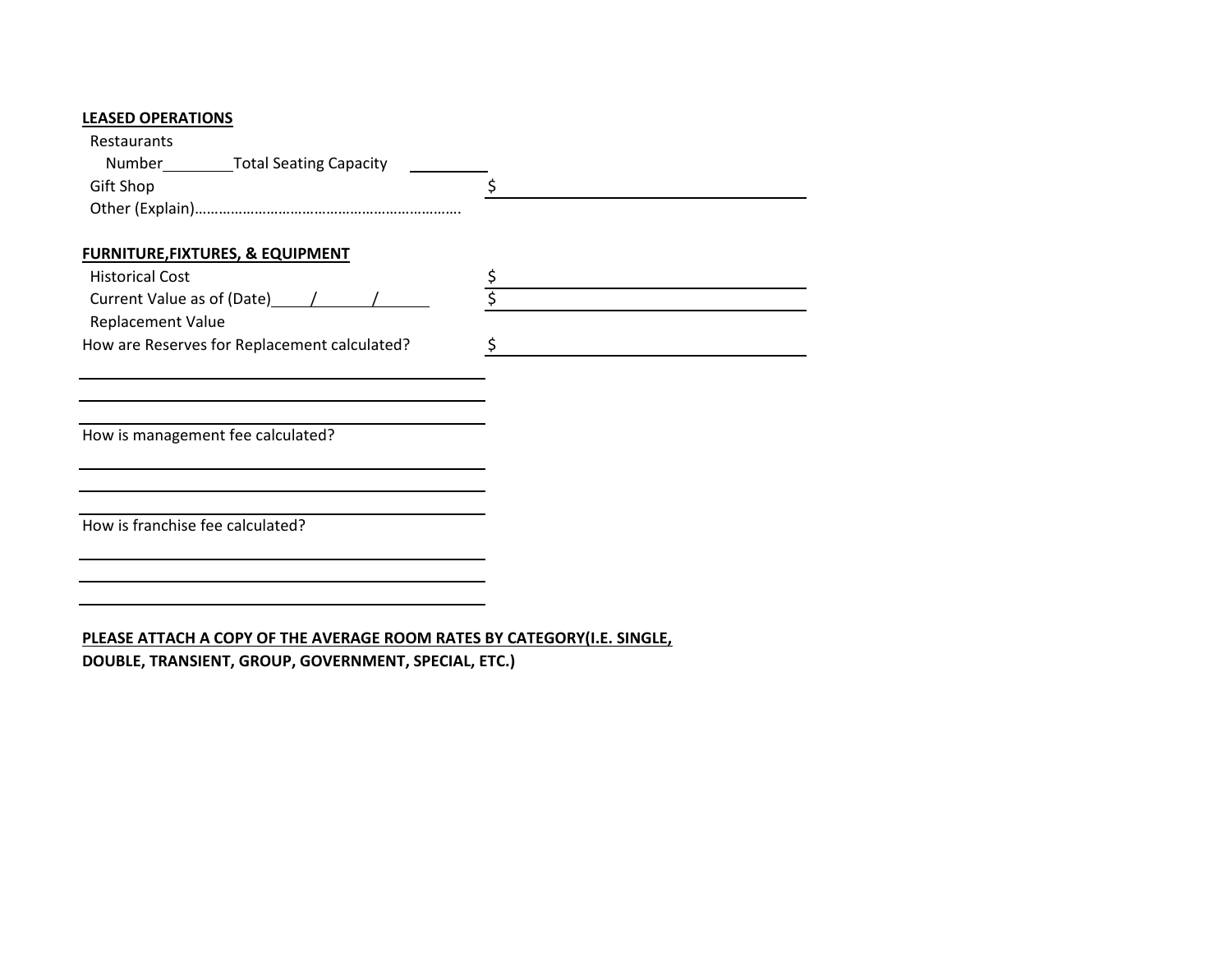**LEASED OPERATIONS**

Restaurants

Number\_\_\_\_\_\_\_\_ Total Seating Capacity \_\_\_\_\_\_\_\_

Gift Shop $ \_\_\_\_\_\_\_\_\_\_\_\_\_\_\_\_\_\_\_\_

Other (Explain)………………………………………………………….

**FURNITURE,FIXTURES, & EQUIPMENT**

Historical Cost $ \_\_\_\_\_\_\_\_\_\_\_\_\_\_\_\_\_\_\_\_

Current Value as of (Date)\_\_\_\_/\_\_\_\_\_\_/\_\_\_\_\_\_ $ \_\_\_\_\_\_\_\_\_\_\_\_\_\_\_\_\_\_\_\_

Replacement Value $ \_\_\_\_\_\_\_\_\_\_\_\_\_\_\_\_\_\_\_\_

How are Reserves for Replacement calculated?

\_\_\_\_\_\_\_\_\_\_\_\_\_\_\_\_\_\_\_\_\_\_\_\_\_\_\_\_\_\_\_\_\_\_\_\_\_\_\_\_

\_\_\_\_\_\_\_\_\_\_\_\_\_\_\_\_\_\_\_\_\_\_\_\_\_\_\_\_\_\_\_\_\_\_\_\_\_\_\_\_

\_\_\_\_\_\_\_\_\_\_\_\_\_\_\_\_\_\_\_\_\_\_\_\_\_\_\_\_\_\_\_\_\_\_\_\_\_\_\_\_

How is management fee calculated?

\_\_\_\_\_\_\_\_\_\_\_\_\_\_\_\_\_\_\_\_\_\_\_\_\_\_\_\_\_\_\_\_\_\_\_\_\_\_\_\_

\_\_\_\_\_\_\_\_\_\_\_\_\_\_\_\_\_\_\_\_\_\_\_\_\_\_\_\_\_\_\_\_\_\_\_\_\_\_\_\_

\_\_\_\_\_\_\_\_\_\_\_\_\_\_\_\_\_\_\_\_\_\_\_\_\_\_\_\_\_\_\_\_\_\_\_\_\_\_\_\_

How is franchise fee calculated?

\_\_\_\_\_\_\_\_\_\_\_\_\_\_\_\_\_\_\_\_\_\_\_\_\_\_\_\_\_\_\_\_\_\_\_\_\_\_\_\_

\_\_\_\_\_\_\_\_\_\_\_\_\_\_\_\_\_\_\_\_\_\_\_\_\_\_\_\_\_\_\_\_\_\_\_\_\_\_\_\_

\_\_\_\_\_\_\_\_\_\_\_\_\_\_\_\_\_\_\_\_\_\_\_\_\_\_\_\_\_\_\_\_\_\_\_\_\_\_\_\_

**PLEASE ATTACH A COPY OF THE AVERAGE ROOM RATES BY CATEGORY(I.E. SINGLE, DOUBLE, TRANSIENT, GROUP, GOVERNMENT, SPECIAL, ETC.)**